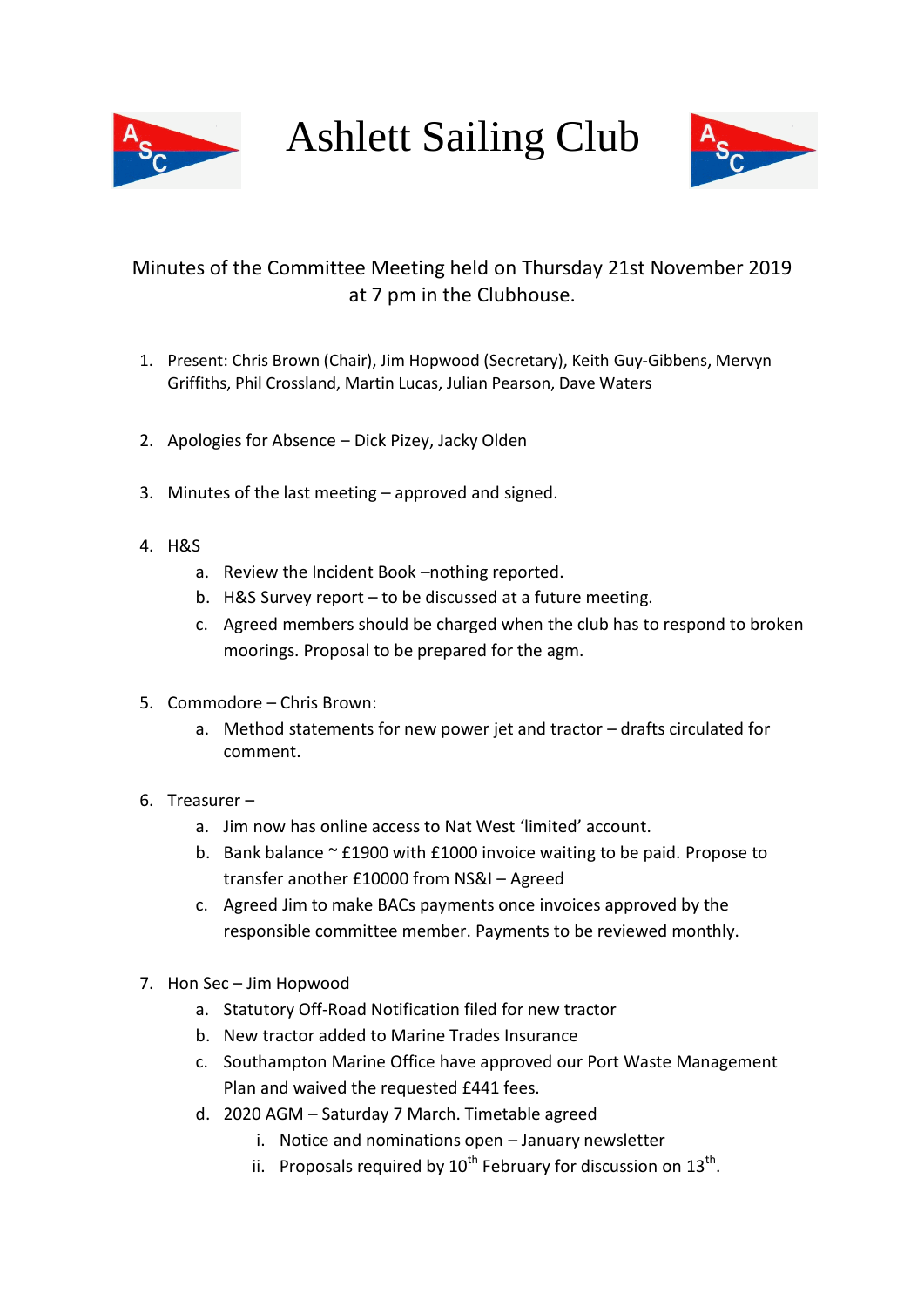# Ashlett Sailing Club

Minutes of the Committee Meeting held on Thursday 21st November 2019 at 7 pm in the Clubhouse.

1. Present: Chris Brown (Chair), Jim Hopwood (Secretary), Keith Guy-Gibbens, Mervyn Griffiths, Phil Crossland, Martin Lucas, Julian Pearson, Dave Waters

2. Apologies for Absence – Dick Pizey, Jacky Olden

3. Minutes of the last meeting – approved and signed.

4. H&S
   a. Review the Incident Book –nothing reported.
   b. H&S Survey report – to be discussed at a future meeting.
   c. Agreed members should be charged when the club has to respond to broken moorings. Proposal to be prepared for the agm.

5. Commodore – Chris Brown:
   a. Method statements for new power jet and tractor – drafts circulated for comment.

6. Treasurer –
   a. Jim now has online access to Nat West 'limited' account.
   b. Bank balance ~ £1900 with £1000 invoice waiting to be paid. Propose to transfer another £10000 from NS&I – Agreed
   c. Agreed Jim to make BACs payments once invoices approved by the responsible committee member. Payments to be reviewed monthly.

7. Hon Sec – Jim Hopwood
   a. Statutory Off-Road Notification filed for new tractor
   b. New tractor added to Marine Trades Insurance
   c. Southampton Marine Office have approved our Port Waste Management Plan and waived the requested £441 fees.
   d. 2020 AGM – Saturday 7 March. Timetable agreed
      i. Notice and nominations open – January newsletter
      ii. Proposals required by 10th February for discussion on 13th.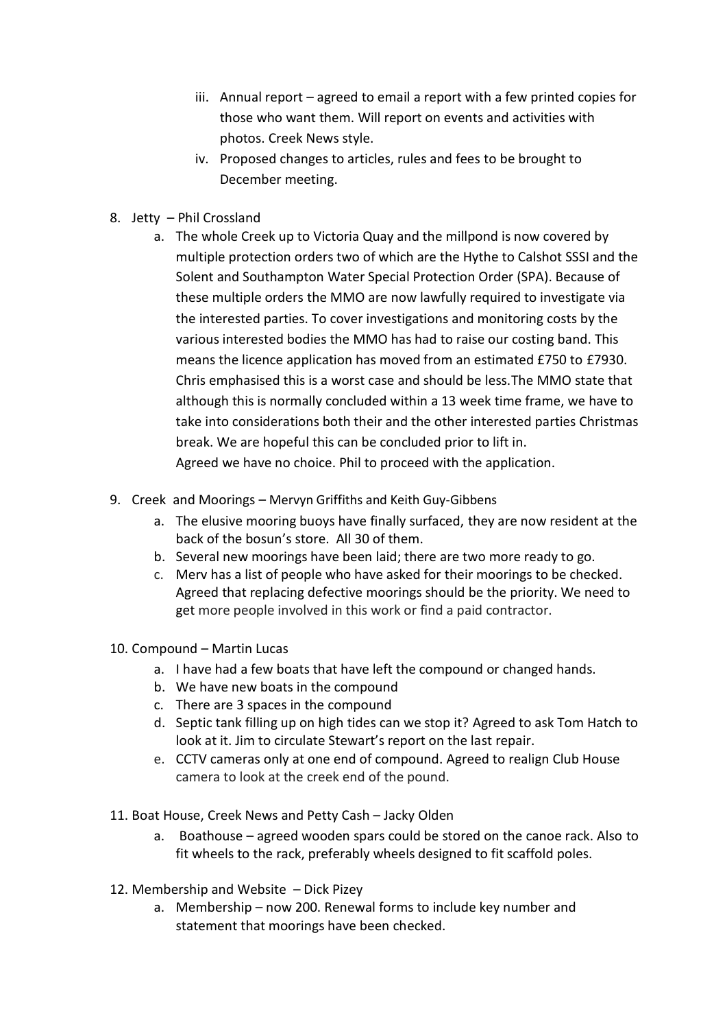iii. Annual report – agreed to email a report with a few printed copies for those who want them. Will report on events and activities with photos. Creek News style.

iv. Proposed changes to articles, rules and fees to be brought to December meeting.

8. Jetty – Phil Crossland
   a. The whole Creek up to Victoria Quay and the millpond is now covered by multiple protection orders two of which are the Hythe to Calshot SSSI and the Solent and Southampton Water Special Protection Order (SPA). Because of these multiple orders the MMO are now lawfully required to investigate via the interested parties. To cover investigations and monitoring costs by the various interested bodies the MMO has had to raise our costing band. This means the licence application has moved from an estimated £750 to £7930. Chris emphasised this is a worst case and should be less.The MMO state that although this is normally concluded within a 13 week time frame, we have to take into considerations both their and the other interested parties Christmas break. We are hopeful this can be concluded prior to lift in.
   Agreed we have no choice. Phil to proceed with the application.

9. Creek and Moorings – Mervyn Griffiths and Keith Guy-Gibbens
   a. The elusive mooring buoys have finally surfaced, they are now resident at the back of the bosun's store. All 30 of them.
   b. Several new moorings have been laid; there are two more ready to go.
   c. Merv has a list of people who have asked for their moorings to be checked. Agreed that replacing defective moorings should be the priority. We need to get more people involved in this work or find a paid contractor.

10. Compound – Martin Lucas
    a. I have had a few boats that have left the compound or changed hands.
    b. We have new boats in the compound
    c. There are 3 spaces in the compound
    d. Septic tank filling up on high tides can we stop it? Agreed to ask Tom Hatch to look at it. Jim to circulate Stewart's report on the last repair.
    e. CCTV cameras only at one end of compound. Agreed to realign Club House camera to look at the creek end of the pound.

11. Boat House, Creek News and Petty Cash – Jacky Olden
    a. Boathouse – agreed wooden spars could be stored on the canoe rack. Also to fit wheels to the rack, preferably wheels designed to fit scaffold poles.

12. Membership and Website – Dick Pizey
    a. Membership – now 200. Renewal forms to include key number and statement that moorings have been checked.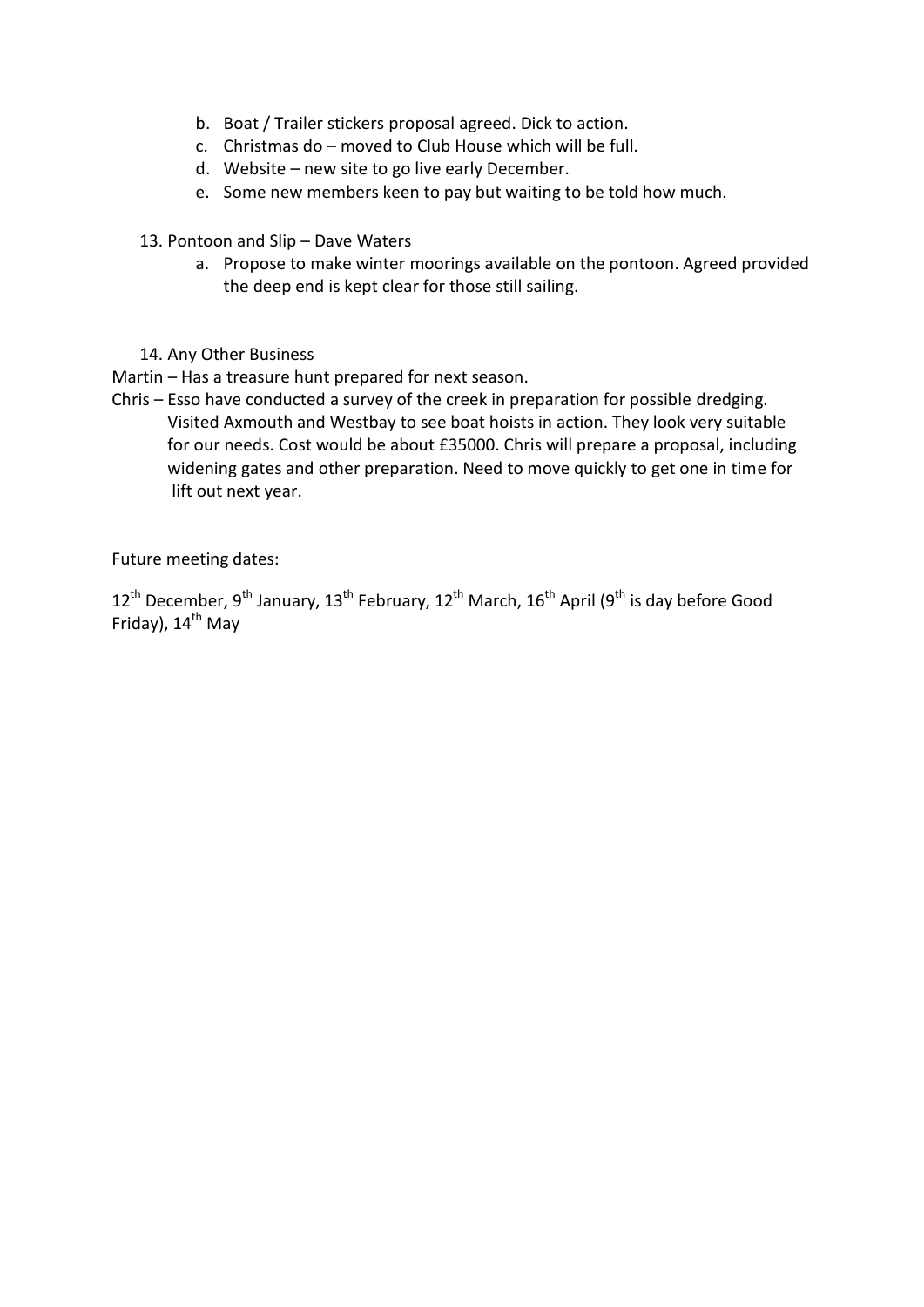b. Boat / Trailer stickers proposal agreed. Dick to action.
   c. Christmas do – moved to Club House which will be full.
   d. Website – new site to go live early December.
   e. Some new members keen to pay but waiting to be told how much.

13. Pontoon and Slip – Dave Waters
    a. Propose to make winter moorings available on the pontoon. Agreed provided the deep end is kept clear for those still sailing.

14. Any Other Business

Martin – Has a treasure hunt prepared for next season.

Chris – Esso have conducted a survey of the creek in preparation for possible dredging. Visited Axmouth and Westbay to see boat hoists in action. They look very suitable for our needs. Cost would be about £35000. Chris will prepare a proposal, including widening gates and other preparation. Need to move quickly to get one in time for lift out next year.

Future meeting dates:

12th December, 9th January, 13th February, 12th March, 16th April (9th is day before Good Friday), 14th May